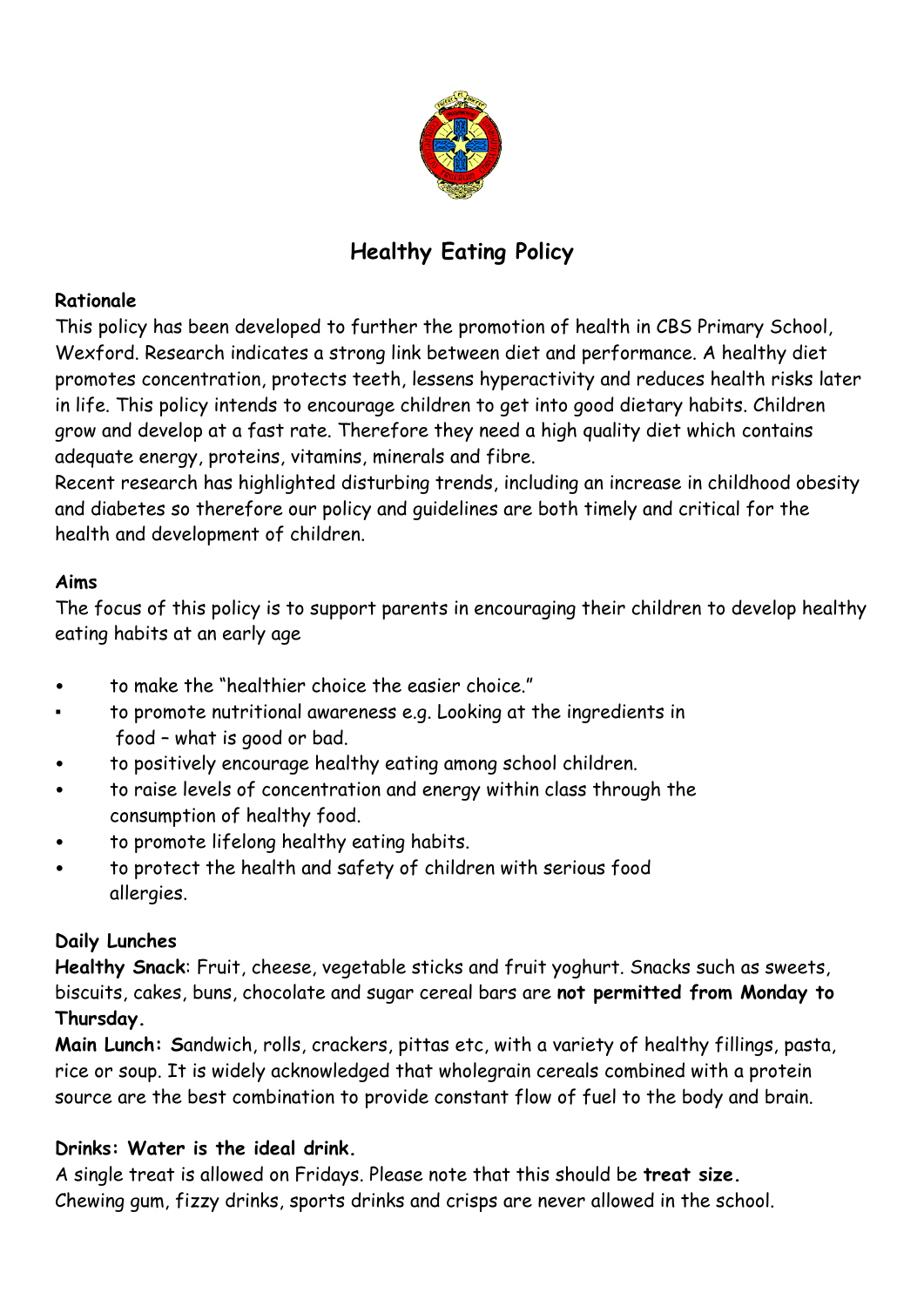# Healthy Eating Policy

**Rationale**

This policy has been developed to further the promotion of health in CBS Primary School, Wexford. Research indicates a strong link between diet and performance. A healthy diet promotes concentration, protects teeth, lessens hyperactivity and reduces health risks later in life. This policy intends to encourage children to get into good dietary habits. Children grow and develop at a fast rate. Therefore they need a high quality diet which contains adequate energy, proteins, vitamins, minerals and fibre.
Recent research has highlighted disturbing trends, including an increase in childhood obesity and diabetes so therefore our policy and guidelines are both timely and critical for the health and development of children.

**Aims**

The focus of this policy is to support parents in encouraging their children to develop healthy eating habits at an early age

- to make the "healthier choice the easier choice."
- to promote nutritional awareness e.g. Looking at the ingredients in food – what is good or bad.
- to positively encourage healthy eating among school children.
- to raise levels of concentration and energy within class through the consumption of healthy food.
- to promote lifelong healthy eating habits.
- to protect the health and safety of children with serious food allergies.

**Daily Lunches**

**Healthy Snack**: Fruit, cheese, vegetable sticks and fruit yoghurt. Snacks such as sweets, biscuits, cakes, buns, chocolate and sugar cereal bars are **not permitted from Monday to Thursday.**

**Main Lunch: S**andwich, rolls, crackers, pittas etc, with a variety of healthy fillings, pasta, rice or soup. It is widely acknowledged that wholegrain cereals combined with a protein source are the best combination to provide constant flow of fuel to the body and brain.

**Drinks: Water is the ideal drink.**

A single treat is allowed on Fridays. Please note that this should be **treat size.**
Chewing gum, fizzy drinks, sports drinks and crisps are never allowed in the school.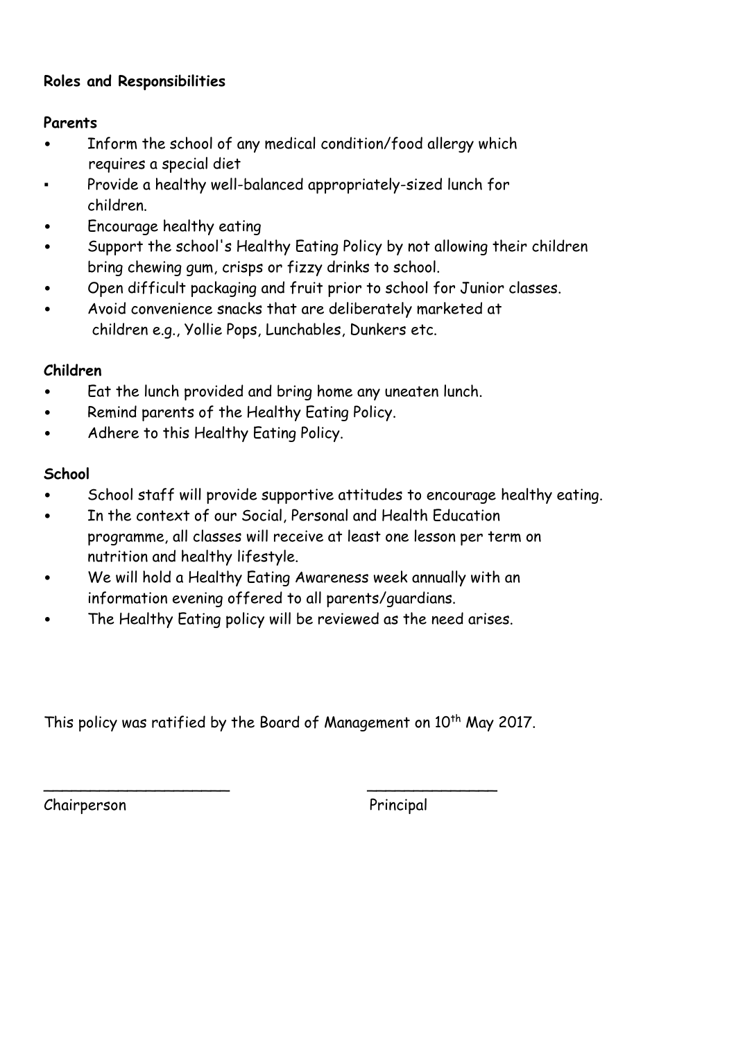**Roles and Responsibilities**

**Parents**

- Inform the school of any medical condition/food allergy which requires a special diet
- Provide a healthy well-balanced appropriately-sized lunch for children.
- Encourage healthy eating
- Support the school's Healthy Eating Policy by not allowing their children bring chewing gum, crisps or fizzy drinks to school.
- Open difficult packaging and fruit prior to school for Junior classes.
- Avoid convenience snacks that are deliberately marketed at children e.g., Yollie Pops, Lunchables, Dunkers etc.

**Children**

- Eat the lunch provided and bring home any uneaten lunch.
- Remind parents of the Healthy Eating Policy.
- Adhere to this Healthy Eating Policy.

**School**

- School staff will provide supportive attitudes to encourage healthy eating.
- In the context of our Social, Personal and Health Education programme, all classes will receive at least one lesson per term on nutrition and healthy lifestyle.
- We will hold a Healthy Eating Awareness week annually with an information evening offered to all parents/guardians.
- The Healthy Eating policy will be reviewed as the need arises.

This policy was ratified by the Board of Management on 10th May 2017.

_____________________ _______________

Chairperson Principal